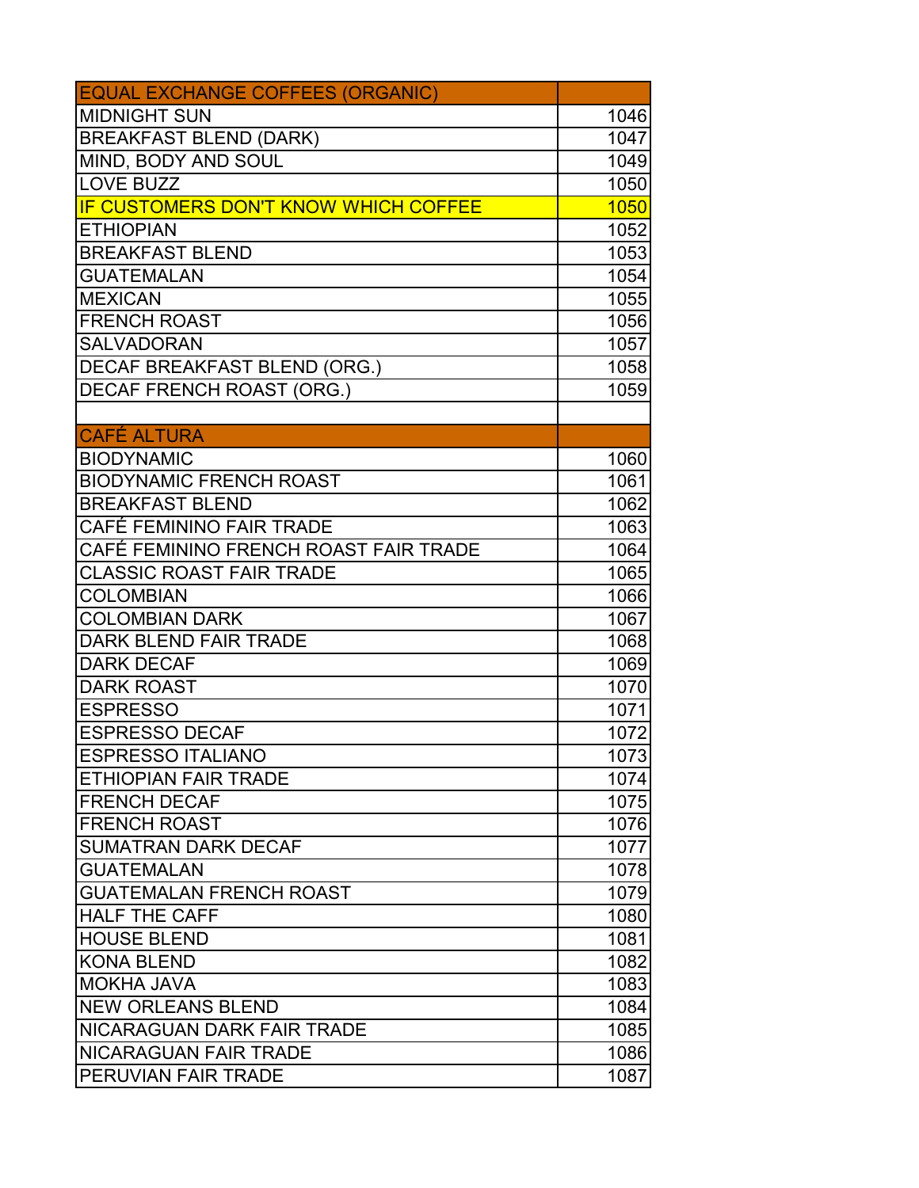| EQUAL EXCHANGE COFFEES (ORGANIC) | |
|---|---|
| MIDNIGHT SUN | 1046 |
| BREAKFAST BLEND (DARK) | 1047 |
| MIND, BODY AND SOUL | 1049 |
| LOVE BUZZ | 1050 |
| IF CUSTOMERS DON'T KNOW WHICH COFFEE | 1050 |
| ETHIOPIAN | 1052 |
| BREAKFAST BLEND | 1053 |
| GUATEMALAN | 1054 |
| MEXICAN | 1055 |
| FRENCH ROAST | 1056 |
| SALVADORAN | 1057 |
| DECAF BREAKFAST BLEND (ORG.) | 1058 |
| DECAF FRENCH ROAST (ORG.) | 1059 |
| | |
| CAFÉ ALTURA | |
| BIODYNAMIC | 1060 |
| BIODYNAMIC FRENCH ROAST | 1061 |
| BREAKFAST BLEND | 1062 |
| CAFÉ FEMININO FAIR TRADE | 1063 |
| CAFÉ FEMININO FRENCH ROAST FAIR TRADE | 1064 |
| CLASSIC ROAST FAIR TRADE | 1065 |
| COLOMBIAN | 1066 |
| COLOMBIAN DARK | 1067 |
| DARK BLEND FAIR TRADE | 1068 |
| DARK DECAF | 1069 |
| DARK ROAST | 1070 |
| ESPRESSO | 1071 |
| ESPRESSO DECAF | 1072 |
| ESPRESSO ITALIANO | 1073 |
| ETHIOPIAN FAIR TRADE | 1074 |
| FRENCH DECAF | 1075 |
| FRENCH ROAST | 1076 |
| SUMATRAN DARK DECAF | 1077 |
| GUATEMALAN | 1078 |
| GUATEMALAN FRENCH ROAST | 1079 |
| HALF THE CAFF | 1080 |
| HOUSE BLEND | 1081 |
| KONA BLEND | 1082 |
| MOKHA JAVA | 1083 |
| NEW ORLEANS BLEND | 1084 |
| NICARAGUAN DARK FAIR TRADE | 1085 |
| NICARAGUAN FAIR TRADE | 1086 |
| PERUVIAN FAIR TRADE | 1087 |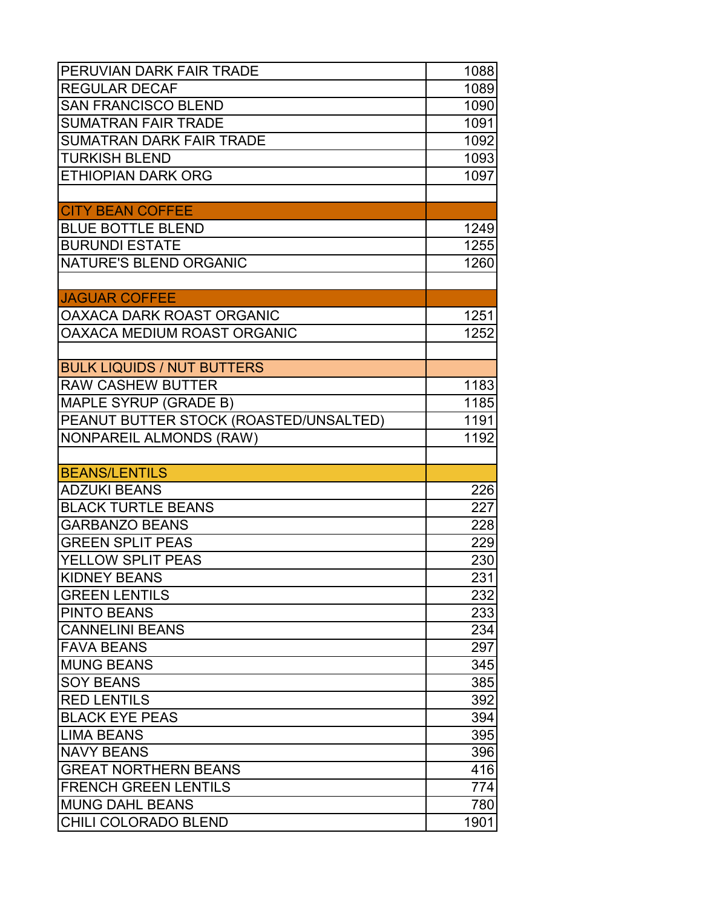| | |
|---|---|
| PERUVIAN DARK FAIR TRADE | 1088 |
| REGULAR DECAF | 1089 |
| SAN FRANCISCO BLEND | 1090 |
| SUMATRAN FAIR TRADE | 1091 |
| SUMATRAN DARK FAIR TRADE | 1092 |
| TURKISH BLEND | 1093 |
| ETHIOPIAN DARK ORG | 1097 |
| | |
| CITY BEAN COFFEE | |
| BLUE BOTTLE BLEND | 1249 |
| BURUNDI ESTATE | 1255 |
| NATURE'S BLEND ORGANIC | 1260 |
| | |
| JAGUAR COFFEE | |
| OAXACA DARK ROAST ORGANIC | 1251 |
| OAXACA MEDIUM ROAST ORGANIC | 1252 |
| | |
| BULK LIQUIDS / NUT BUTTERS | |
| RAW CASHEW BUTTER | 1183 |
| MAPLE SYRUP (GRADE B) | 1185 |
| PEANUT BUTTER STOCK (ROASTED/UNSALTED) | 1191 |
| NONPAREIL ALMONDS (RAW) | 1192 |
| | |
| BEANS/LENTILS | |
| ADZUKI BEANS | 226 |
| BLACK TURTLE BEANS | 227 |
| GARBANZO BEANS | 228 |
| GREEN SPLIT PEAS | 229 |
| YELLOW SPLIT PEAS | 230 |
| KIDNEY BEANS | 231 |
| GREEN LENTILS | 232 |
| PINTO BEANS | 233 |
| CANNELINI BEANS | 234 |
| FAVA BEANS | 297 |
| MUNG BEANS | 345 |
| SOY BEANS | 385 |
| RED LENTILS | 392 |
| BLACK EYE PEAS | 394 |
| LIMA BEANS | 395 |
| NAVY BEANS | 396 |
| GREAT NORTHERN BEANS | 416 |
| FRENCH GREEN LENTILS | 774 |
| MUNG DAHL BEANS | 780 |
| CHILI COLORADO BLEND | 1901 |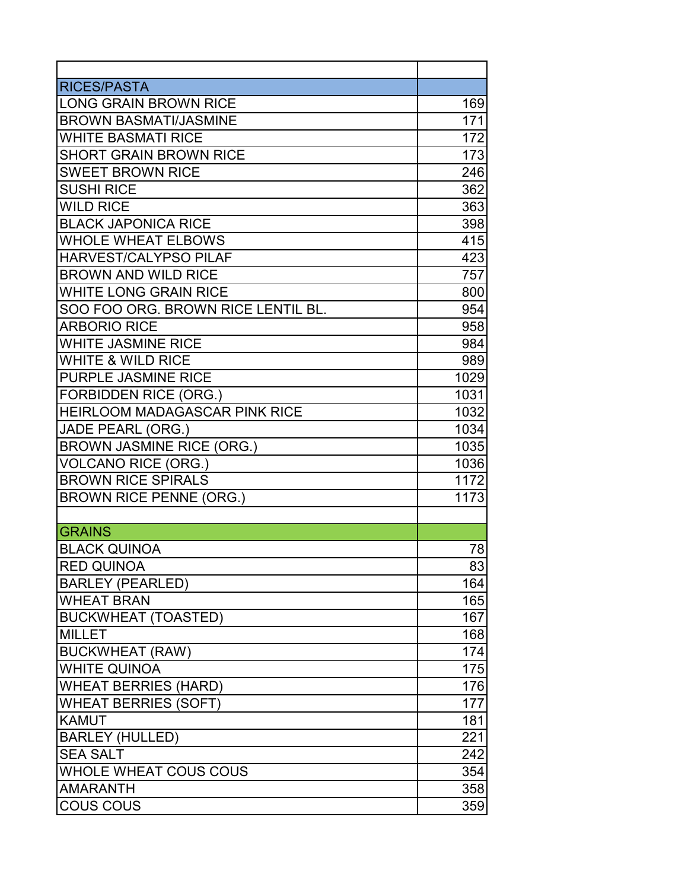| | |
|---|---|
| RICES/PASTA | |
| LONG GRAIN BROWN RICE | 169 |
| BROWN BASMATI/JASMINE | 171 |
| WHITE BASMATI RICE | 172 |
| SHORT GRAIN BROWN RICE | 173 |
| SWEET BROWN RICE | 246 |
| SUSHI RICE | 362 |
| WILD RICE | 363 |
| BLACK JAPONICA RICE | 398 |
| WHOLE WHEAT ELBOWS | 415 |
| HARVEST/CALYPSO PILAF | 423 |
| BROWN AND WILD RICE | 757 |
| WHITE LONG GRAIN RICE | 800 |
| SOO FOO ORG. BROWN RICE LENTIL BL. | 954 |
| ARBORIO RICE | 958 |
| WHITE JASMINE RICE | 984 |
| WHITE & WILD RICE | 989 |
| PURPLE JASMINE RICE | 1029 |
| FORBIDDEN RICE (ORG.) | 1031 |
| HEIRLOOM MADAGASCAR PINK RICE | 1032 |
| JADE PEARL (ORG.) | 1034 |
| BROWN JASMINE RICE (ORG.) | 1035 |
| VOLCANO RICE (ORG.) | 1036 |
| BROWN RICE SPIRALS | 1172 |
| BROWN RICE PENNE (ORG.) | 1173 |
| | |
| GRAINS | |
| BLACK QUINOA | 78 |
| RED QUINOA | 83 |
| BARLEY (PEARLED) | 164 |
| WHEAT BRAN | 165 |
| BUCKWHEAT (TOASTED) | 167 |
| MILLET | 168 |
| BUCKWHEAT (RAW) | 174 |
| WHITE QUINOA | 175 |
| WHEAT BERRIES (HARD) | 176 |
| WHEAT BERRIES (SOFT) | 177 |
| KAMUT | 181 |
| BARLEY (HULLED) | 221 |
| SEA SALT | 242 |
| WHOLE WHEAT COUS COUS | 354 |
| AMARANTH | 358 |
| COUS COUS | 359 |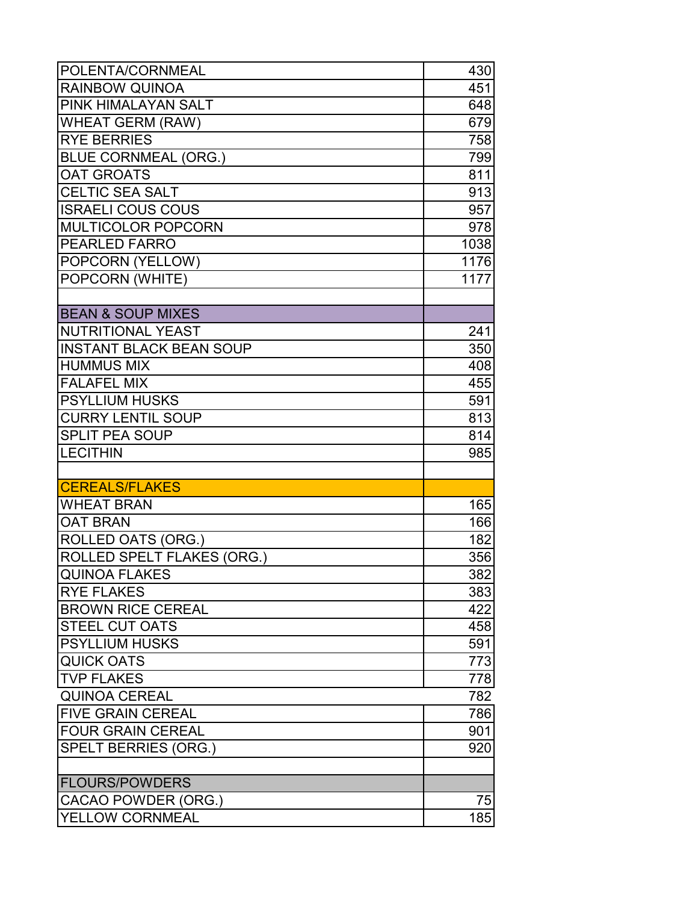| | |
|---|---|
| POLENTA/CORNMEAL | 430 |
| RAINBOW QUINOA | 451 |
| PINK HIMALAYAN SALT | 648 |
| WHEAT GERM (RAW) | 679 |
| RYE BERRIES | 758 |
| BLUE CORNMEAL (ORG.) | 799 |
| OAT GROATS | 811 |
| CELTIC SEA SALT | 913 |
| ISRAELI COUS COUS | 957 |
| MULTICOLOR POPCORN | 978 |
| PEARLED FARRO | 1038 |
| POPCORN (YELLOW) | 1176 |
| POPCORN (WHITE) | 1177 |
| | |
| BEAN & SOUP MIXES | |
| NUTRITIONAL YEAST | 241 |
| INSTANT BLACK BEAN SOUP | 350 |
| HUMMUS MIX | 408 |
| FALAFEL MIX | 455 |
| PSYLLIUM HUSKS | 591 |
| CURRY LENTIL SOUP | 813 |
| SPLIT PEA SOUP | 814 |
| LECITHIN | 985 |
| | |
| CEREALS/FLAKES | |
| WHEAT BRAN | 165 |
| OAT BRAN | 166 |
| ROLLED OATS (ORG.) | 182 |
| ROLLED SPELT FLAKES (ORG.) | 356 |
| QUINOA FLAKES | 382 |
| RYE FLAKES | 383 |
| BROWN RICE CEREAL | 422 |
| STEEL CUT OATS | 458 |
| PSYLLIUM HUSKS | 591 |
| QUICK OATS | 773 |
| TVP FLAKES | 778 |
| QUINOA CEREAL | 782 |
| FIVE GRAIN CEREAL | 786 |
| FOUR GRAIN CEREAL | 901 |
| SPELT BERRIES (ORG.) | 920 |
| | |
| FLOURS/POWDERS | |
| CACAO POWDER (ORG.) | 75 |
| YELLOW CORNMEAL | 185 |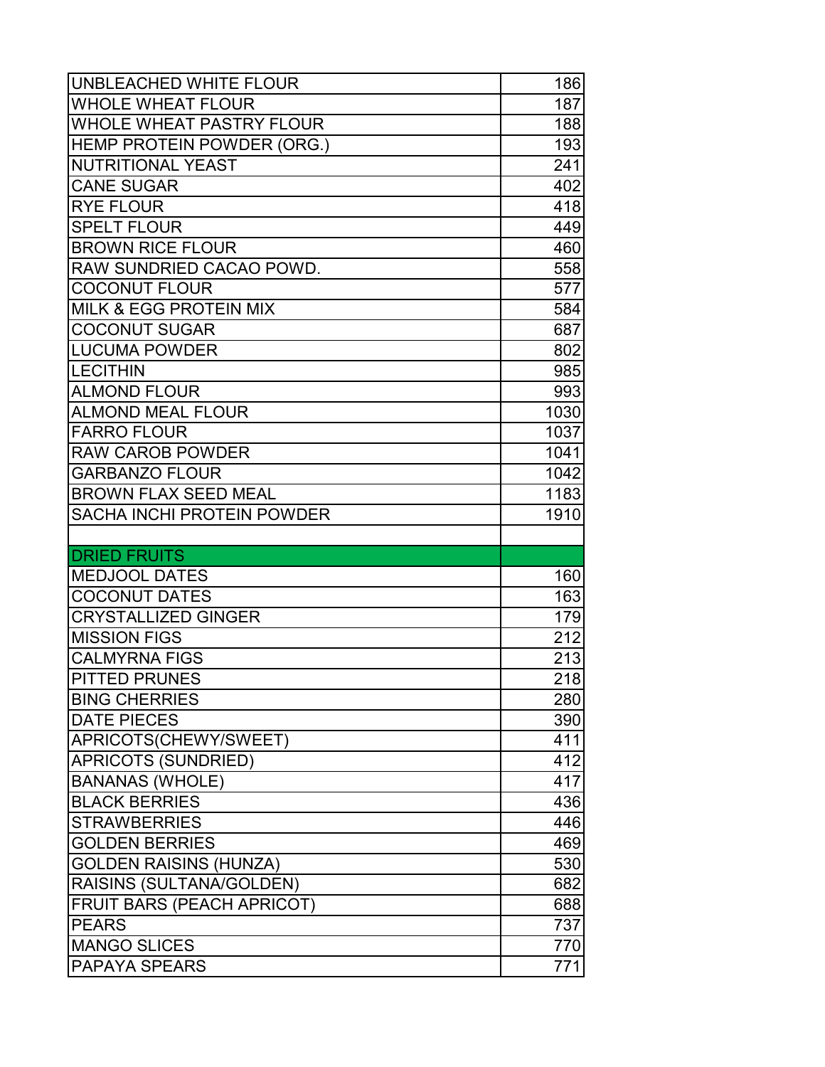| | |
|---|---|
| UNBLEACHED WHITE FLOUR | 186 |
| WHOLE WHEAT FLOUR | 187 |
| WHOLE WHEAT PASTRY FLOUR | 188 |
| HEMP PROTEIN POWDER (ORG.) | 193 |
| NUTRITIONAL YEAST | 241 |
| CANE SUGAR | 402 |
| RYE FLOUR | 418 |
| SPELT FLOUR | 449 |
| BROWN RICE FLOUR | 460 |
| RAW SUNDRIED CACAO POWD. | 558 |
| COCONUT FLOUR | 577 |
| MILK & EGG PROTEIN MIX | 584 |
| COCONUT SUGAR | 687 |
| LUCUMA POWDER | 802 |
| LECITHIN | 985 |
| ALMOND FLOUR | 993 |
| ALMOND MEAL FLOUR | 1030 |
| FARRO FLOUR | 1037 |
| RAW CAROB POWDER | 1041 |
| GARBANZO FLOUR | 1042 |
| BROWN FLAX SEED MEAL | 1183 |
| SACHA INCHI PROTEIN POWDER | 1910 |
| | |
| DRIED FRUITS | |
| MEDJOOL DATES | 160 |
| COCONUT DATES | 163 |
| CRYSTALLIZED GINGER | 179 |
| MISSION FIGS | 212 |
| CALMYRNA FIGS | 213 |
| PITTED PRUNES | 218 |
| BING CHERRIES | 280 |
| DATE PIECES | 390 |
| APRICOTS(CHEWY/SWEET) | 411 |
| APRICOTS (SUNDRIED) | 412 |
| BANANAS (WHOLE) | 417 |
| BLACK BERRIES | 436 |
| STRAWBERRIES | 446 |
| GOLDEN BERRIES | 469 |
| GOLDEN RAISINS (HUNZA) | 530 |
| RAISINS (SULTANA/GOLDEN) | 682 |
| FRUIT BARS (PEACH APRICOT) | 688 |
| PEARS | 737 |
| MANGO SLICES | 770 |
| PAPAYA SPEARS | 771 |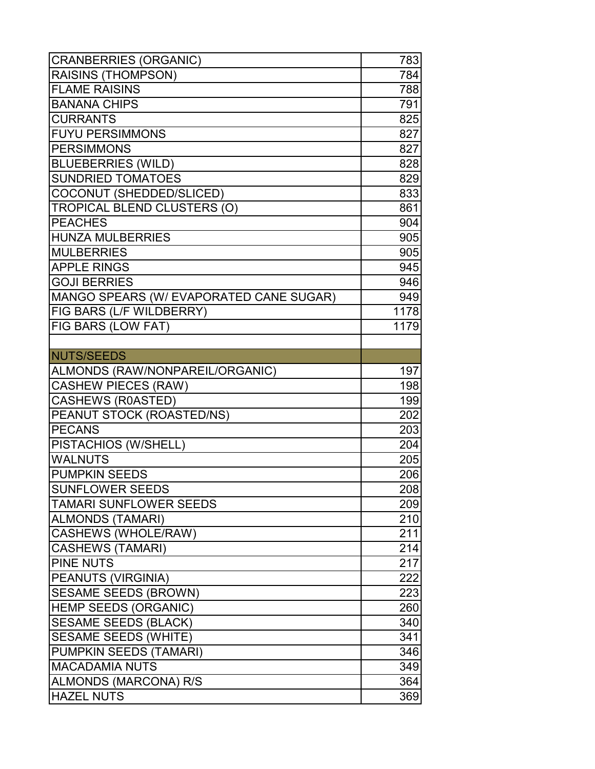| | |
|---|---|
| CRANBERRIES (ORGANIC) | 783 |
| RAISINS (THOMPSON) | 784 |
| FLAME RAISINS | 788 |
| BANANA CHIPS | 791 |
| CURRANTS | 825 |
| FUYU PERSIMMONS | 827 |
| PERSIMMONS | 827 |
| BLUEBERRIES (WILD) | 828 |
| SUNDRIED TOMATOES | 829 |
| COCONUT (SHEDDED/SLICED) | 833 |
| TROPICAL BLEND CLUSTERS (O) | 861 |
| PEACHES | 904 |
| HUNZA MULBERRIES | 905 |
| MULBERRIES | 905 |
| APPLE RINGS | 945 |
| GOJI BERRIES | 946 |
| MANGO SPEARS (W/ EVAPORATED CANE SUGAR) | 949 |
| FIG BARS (L/F WILDBERRY) | 1178 |
| FIG BARS (LOW FAT) | 1179 |
| | |
| NUTS/SEEDS | |
| ALMONDS (RAW/NONPAREIL/ORGANIC) | 197 |
| CASHEW PIECES (RAW) | 198 |
| CASHEWS (R0ASTED) | 199 |
| PEANUT STOCK (ROASTED/NS) | 202 |
| PECANS | 203 |
| PISTACHIOS (W/SHELL) | 204 |
| WALNUTS | 205 |
| PUMPKIN SEEDS | 206 |
| SUNFLOWER SEEDS | 208 |
| TAMARI SUNFLOWER SEEDS | 209 |
| ALMONDS (TAMARI) | 210 |
| CASHEWS (WHOLE/RAW) | 211 |
| CASHEWS (TAMARI) | 214 |
| PINE NUTS | 217 |
| PEANUTS (VIRGINIA) | 222 |
| SESAME SEEDS (BROWN) | 223 |
| HEMP SEEDS (ORGANIC) | 260 |
| SESAME SEEDS (BLACK) | 340 |
| SESAME SEEDS (WHITE) | 341 |
| PUMPKIN SEEDS (TAMARI) | 346 |
| MACADAMIA NUTS | 349 |
| ALMONDS (MARCONA) R/S | 364 |
| HAZEL NUTS | 369 |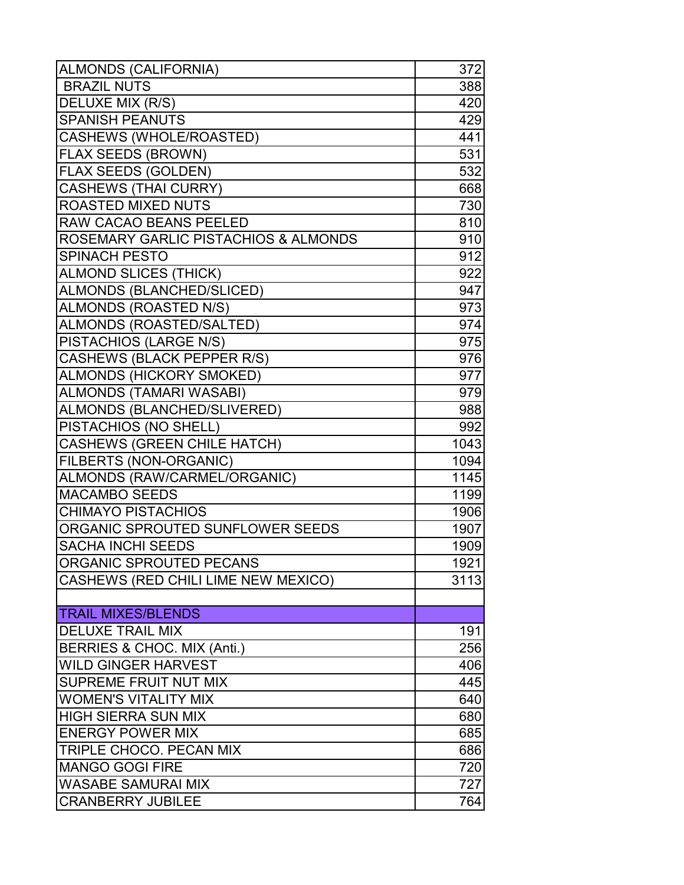| | |
|---|---|
| ALMONDS (CALIFORNIA) | 372 |
| BRAZIL NUTS | 388 |
| DELUXE MIX (R/S) | 420 |
| SPANISH PEANUTS | 429 |
| CASHEWS (WHOLE/ROASTED) | 441 |
| FLAX SEEDS (BROWN) | 531 |
| FLAX SEEDS (GOLDEN) | 532 |
| CASHEWS (THAI CURRY) | 668 |
| ROASTED MIXED NUTS | 730 |
| RAW CACAO BEANS PEELED | 810 |
| ROSEMARY GARLIC PISTACHIOS & ALMONDS | 910 |
| SPINACH PESTO | 912 |
| ALMOND SLICES (THICK) | 922 |
| ALMONDS (BLANCHED/SLICED) | 947 |
| ALMONDS (ROASTED N/S) | 973 |
| ALMONDS (ROASTED/SALTED) | 974 |
| PISTACHIOS (LARGE N/S) | 975 |
| CASHEWS (BLACK PEPPER R/S) | 976 |
| ALMONDS (HICKORY SMOKED) | 977 |
| ALMONDS (TAMARI WASABI) | 979 |
| ALMONDS (BLANCHED/SLIVERED) | 988 |
| PISTACHIOS (NO SHELL) | 992 |
| CASHEWS (GREEN CHILE HATCH) | 1043 |
| FILBERTS (NON-ORGANIC) | 1094 |
| ALMONDS (RAW/CARMEL/ORGANIC) | 1145 |
| MACAMBO SEEDS | 1199 |
| CHIMAYO PISTACHIOS | 1906 |
| ORGANIC SPROUTED SUNFLOWER SEEDS | 1907 |
| SACHA INCHI SEEDS | 1909 |
| ORGANIC SPROUTED PECANS | 1921 |
| CASHEWS (RED CHILI LIME NEW MEXICO) | 3113 |
| | |
| **TRAIL MIXES/BLENDS** | |
| DELUXE TRAIL MIX | 191 |
| BERRIES & CHOC. MIX (Anti.) | 256 |
| WILD GINGER HARVEST | 406 |
| SUPREME FRUIT NUT MIX | 445 |
| WOMEN'S VITALITY MIX | 640 |
| HIGH SIERRA SUN MIX | 680 |
| ENERGY POWER MIX | 685 |
| TRIPLE CHOCO. PECAN MIX | 686 |
| MANGO GOGI FIRE | 720 |
| WASABE SAMURAI MIX | 727 |
| CRANBERRY JUBILEE | 764 |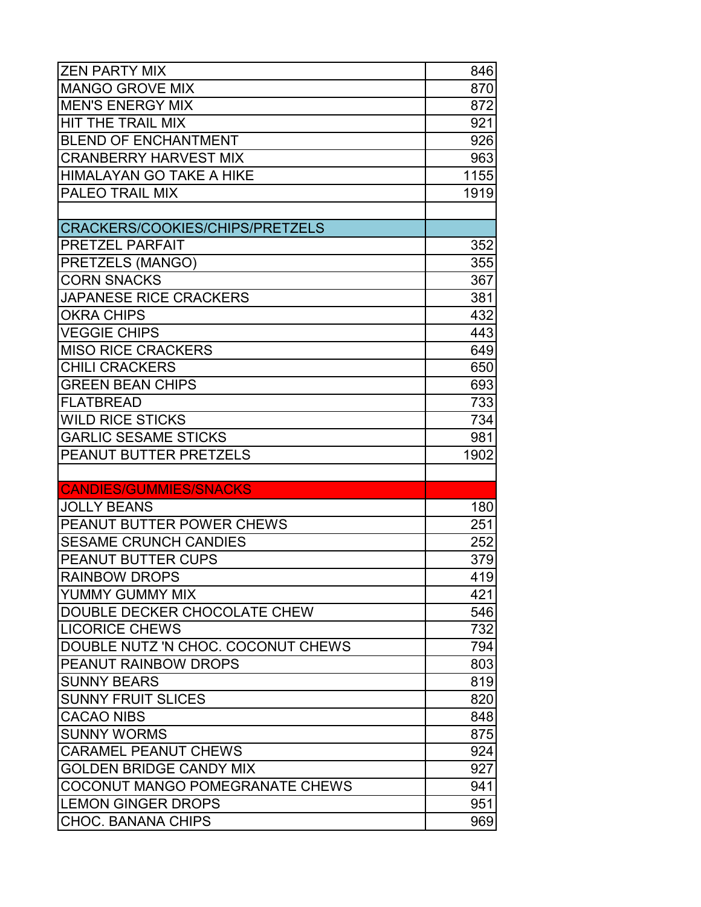| | |
|---|---|
| ZEN PARTY MIX | 846 |
| MANGO GROVE MIX | 870 |
| MEN'S ENERGY MIX | 872 |
| HIT THE TRAIL MIX | 921 |
| BLEND OF ENCHANTMENT | 926 |
| CRANBERRY HARVEST MIX | 963 |
| HIMALAYAN GO TAKE A HIKE | 1155 |
| PALEO TRAIL MIX | 1919 |
| | |
| CRACKERS/COOKIES/CHIPS/PRETZELS | |
| PRETZEL PARFAIT | 352 |
| PRETZELS (MANGO) | 355 |
| CORN SNACKS | 367 |
| JAPANESE RICE CRACKERS | 381 |
| OKRA CHIPS | 432 |
| VEGGIE CHIPS | 443 |
| MISO RICE CRACKERS | 649 |
| CHILI CRACKERS | 650 |
| GREEN BEAN CHIPS | 693 |
| FLATBREAD | 733 |
| WILD RICE STICKS | 734 |
| GARLIC SESAME STICKS | 981 |
| PEANUT BUTTER PRETZELS | 1902 |
| | |
| CANDIES/GUMMIES/SNACKS | |
| JOLLY BEANS | 180 |
| PEANUT BUTTER POWER CHEWS | 251 |
| SESAME CRUNCH CANDIES | 252 |
| PEANUT BUTTER CUPS | 379 |
| RAINBOW DROPS | 419 |
| YUMMY GUMMY MIX | 421 |
| DOUBLE DECKER CHOCOLATE CHEW | 546 |
| LICORICE CHEWS | 732 |
| DOUBLE NUTZ 'N CHOC. COCONUT CHEWS | 794 |
| PEANUT RAINBOW DROPS | 803 |
| SUNNY BEARS | 819 |
| SUNNY FRUIT SLICES | 820 |
| CACAO NIBS | 848 |
| SUNNY WORMS | 875 |
| CARAMEL PEANUT CHEWS | 924 |
| GOLDEN BRIDGE CANDY MIX | 927 |
| COCONUT MANGO POMEGRANATE CHEWS | 941 |
| LEMON GINGER DROPS | 951 |
| CHOC. BANANA CHIPS | 969 |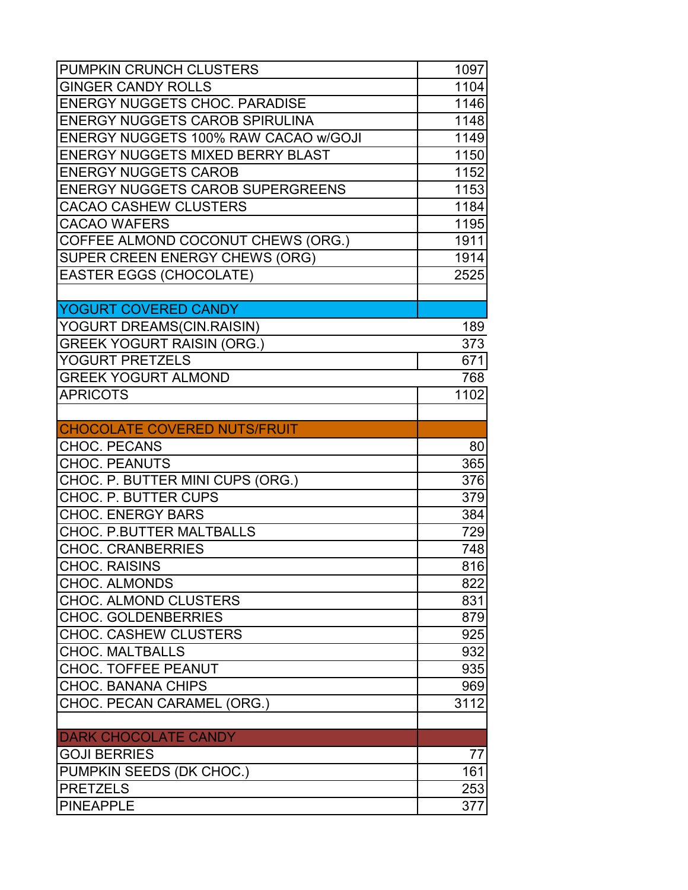| | |
|---|---|
| PUMPKIN CRUNCH CLUSTERS | 1097 |
| GINGER CANDY ROLLS | 1104 |
| ENERGY NUGGETS CHOC. PARADISE | 1146 |
| ENERGY NUGGETS CAROB SPIRULINA | 1148 |
| ENERGY NUGGETS 100% RAW CACAO w/GOJI | 1149 |
| ENERGY NUGGETS MIXED BERRY BLAST | 1150 |
| ENERGY NUGGETS CAROB | 1152 |
| ENERGY NUGGETS CAROB SUPERGREENS | 1153 |
| CACAO CASHEW CLUSTERS | 1184 |
| CACAO WAFERS | 1195 |
| COFFEE ALMOND COCONUT CHEWS (ORG.) | 1911 |
| SUPER CREEN ENERGY CHEWS (ORG) | 1914 |
| EASTER EGGS (CHOCOLATE) | 2525 |
| | |
| YOGURT COVERED CANDY | |
| YOGURT DREAMS(CIN.RAISIN) | 189 |
| GREEK YOGURT RAISIN (ORG.) | 373 |
| YOGURT PRETZELS | 671 |
| GREEK YOGURT ALMOND | 768 |
| APRICOTS | 1102 |
| | |
| CHOCOLATE COVERED NUTS/FRUIT | |
| CHOC. PECANS | 80 |
| CHOC. PEANUTS | 365 |
| CHOC. P. BUTTER MINI CUPS (ORG.) | 376 |
| CHOC. P. BUTTER CUPS | 379 |
| CHOC. ENERGY BARS | 384 |
| CHOC. P.BUTTER MALTBALLS | 729 |
| CHOC. CRANBERRIES | 748 |
| CHOC. RAISINS | 816 |
| CHOC. ALMONDS | 822 |
| CHOC. ALMOND CLUSTERS | 831 |
| CHOC. GOLDENBERRIES | 879 |
| CHOC. CASHEW CLUSTERS | 925 |
| CHOC. MALTBALLS | 932 |
| CHOC. TOFFEE PEANUT | 935 |
| CHOC. BANANA CHIPS | 969 |
| CHOC. PECAN CARAMEL (ORG.) | 3112 |
| | |
| DARK CHOCOLATE CANDY | |
| GOJI BERRIES | 77 |
| PUMPKIN SEEDS (DK CHOC.) | 161 |
| PRETZELS | 253 |
| PINEAPPLE | 377 |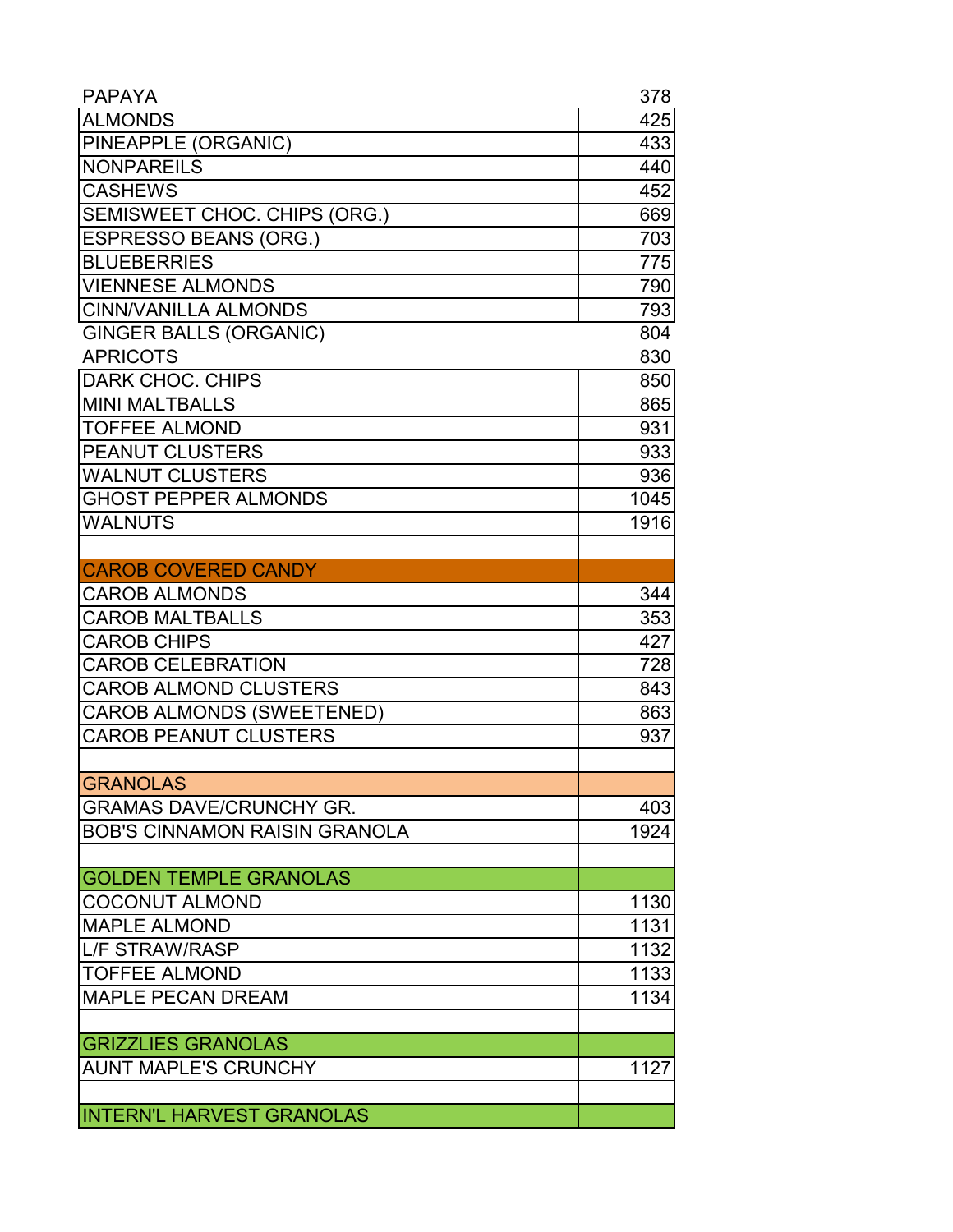| | |
|---|---|
| PAPAYA | 378 |
| ALMONDS | 425 |
| PINEAPPLE (ORGANIC) | 433 |
| NONPAREILS | 440 |
| CASHEWS | 452 |
| SEMISWEET CHOC. CHIPS (ORG.) | 669 |
| ESPRESSO BEANS (ORG.) | 703 |
| BLUEBERRIES | 775 |
| VIENNESE ALMONDS | 790 |
| CINN/VANILLA ALMONDS | 793 |
| GINGER BALLS (ORGANIC) | 804 |
| APRICOTS | 830 |
| DARK CHOC. CHIPS | 850 |
| MINI MALTBALLS | 865 |
| TOFFEE ALMOND | 931 |
| PEANUT CLUSTERS | 933 |
| WALNUT CLUSTERS | 936 |
| GHOST PEPPER ALMONDS | 1045 |
| WALNUTS | 1916 |
| | |
| CAROB COVERED CANDY | |
| CAROB ALMONDS | 344 |
| CAROB MALTBALLS | 353 |
| CAROB CHIPS | 427 |
| CAROB CELEBRATION | 728 |
| CAROB ALMOND CLUSTERS | 843 |
| CAROB ALMONDS (SWEETENED) | 863 |
| CAROB PEANUT CLUSTERS | 937 |
| | |
| GRANOLAS | |
| GRAMAS DAVE/CRUNCHY GR. | 403 |
| BOB'S CINNAMON RAISIN GRANOLA | 1924 |
| | |
| GOLDEN TEMPLE GRANOLAS | |
| COCONUT ALMOND | 1130 |
| MAPLE ALMOND | 1131 |
| L/F STRAW/RASP | 1132 |
| TOFFEE ALMOND | 1133 |
| MAPLE PECAN DREAM | 1134 |
| | |
| GRIZZLIES GRANOLAS | |
| AUNT MAPLE'S CRUNCHY | 1127 |
| | |
| INTERN'L HARVEST GRANOLAS | |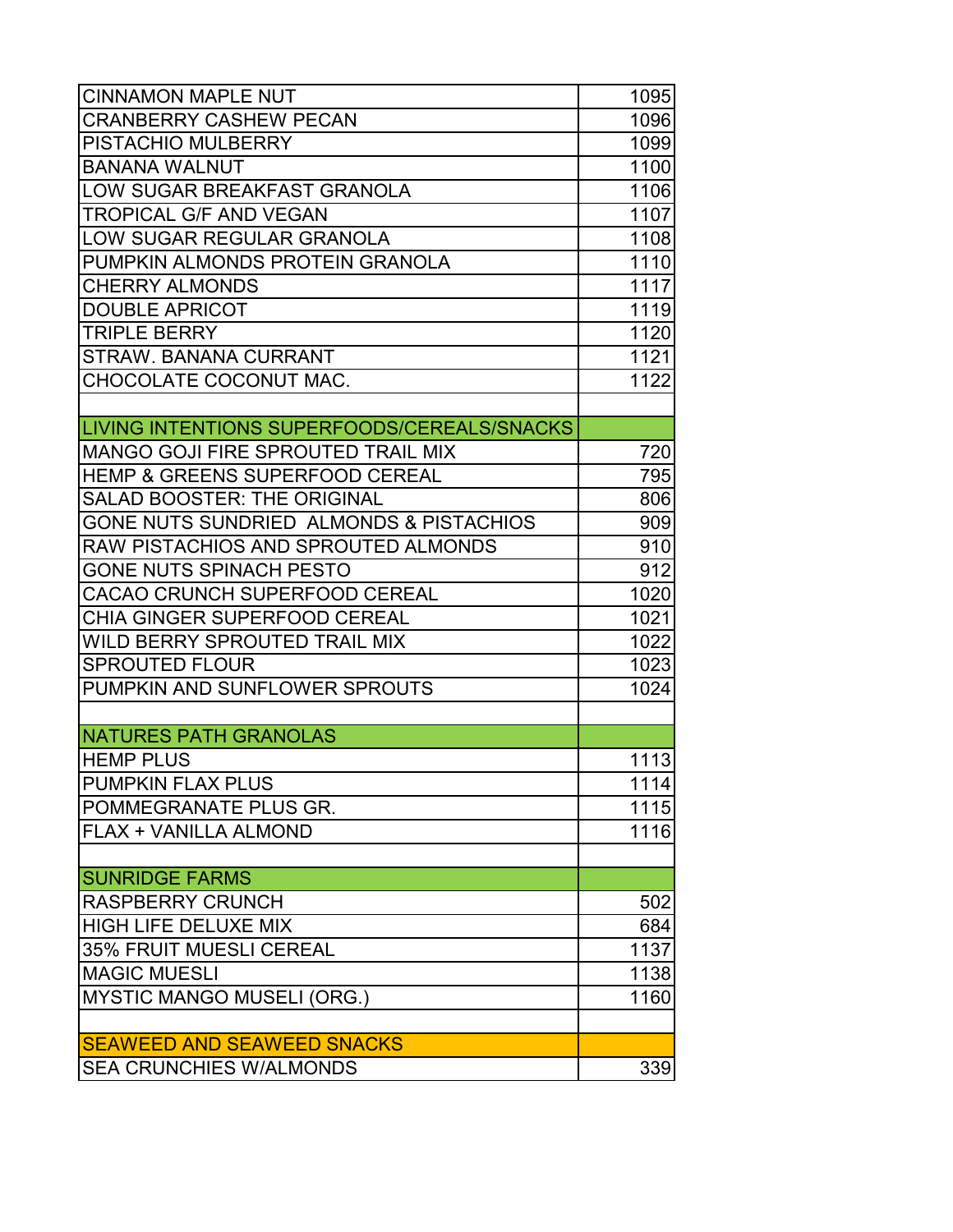| | |
|---|---|
| CINNAMON MAPLE NUT | 1095 |
| CRANBERRY CASHEW PECAN | 1096 |
| PISTACHIO MULBERRY | 1099 |
| BANANA WALNUT | 1100 |
| LOW SUGAR BREAKFAST GRANOLA | 1106 |
| TROPICAL G/F AND VEGAN | 1107 |
| LOW SUGAR REGULAR GRANOLA | 1108 |
| PUMPKIN ALMONDS PROTEIN GRANOLA | 1110 |
| CHERRY ALMONDS | 1117 |
| DOUBLE APRICOT | 1119 |
| TRIPLE BERRY | 1120 |
| STRAW. BANANA CURRANT | 1121 |
| CHOCOLATE COCONUT MAC. | 1122 |
| | |
| LIVING INTENTIONS SUPERFOODS/CEREALS/SNACKS | |
| MANGO GOJI FIRE SPROUTED TRAIL MIX | 720 |
| HEMP & GREENS SUPERFOOD CEREAL | 795 |
| SALAD BOOSTER: THE ORIGINAL | 806 |
| GONE NUTS SUNDRIED ALMONDS & PISTACHIOS | 909 |
| RAW PISTACHIOS AND SPROUTED ALMONDS | 910 |
| GONE NUTS SPINACH PESTO | 912 |
| CACAO CRUNCH SUPERFOOD CEREAL | 1020 |
| CHIA GINGER SUPERFOOD CEREAL | 1021 |
| WILD BERRY SPROUTED TRAIL MIX | 1022 |
| SPROUTED FLOUR | 1023 |
| PUMPKIN AND SUNFLOWER SPROUTS | 1024 |
| | |
| NATURES PATH GRANOLAS | |
| HEMP PLUS | 1113 |
| PUMPKIN FLAX PLUS | 1114 |
| POMMEGRANATE PLUS GR. | 1115 |
| FLAX + VANILLA ALMOND | 1116 |
| | |
| SUNRIDGE FARMS | |
| RASPBERRY CRUNCH | 502 |
| HIGH LIFE DELUXE MIX | 684 |
| 35% FRUIT MUESLI CEREAL | 1137 |
| MAGIC MUESLI | 1138 |
| MYSTIC MANGO MUSELI (ORG.) | 1160 |
| | |
| SEAWEED AND SEAWEED SNACKS | |
| SEA CRUNCHIES W/ALMONDS | 339 |